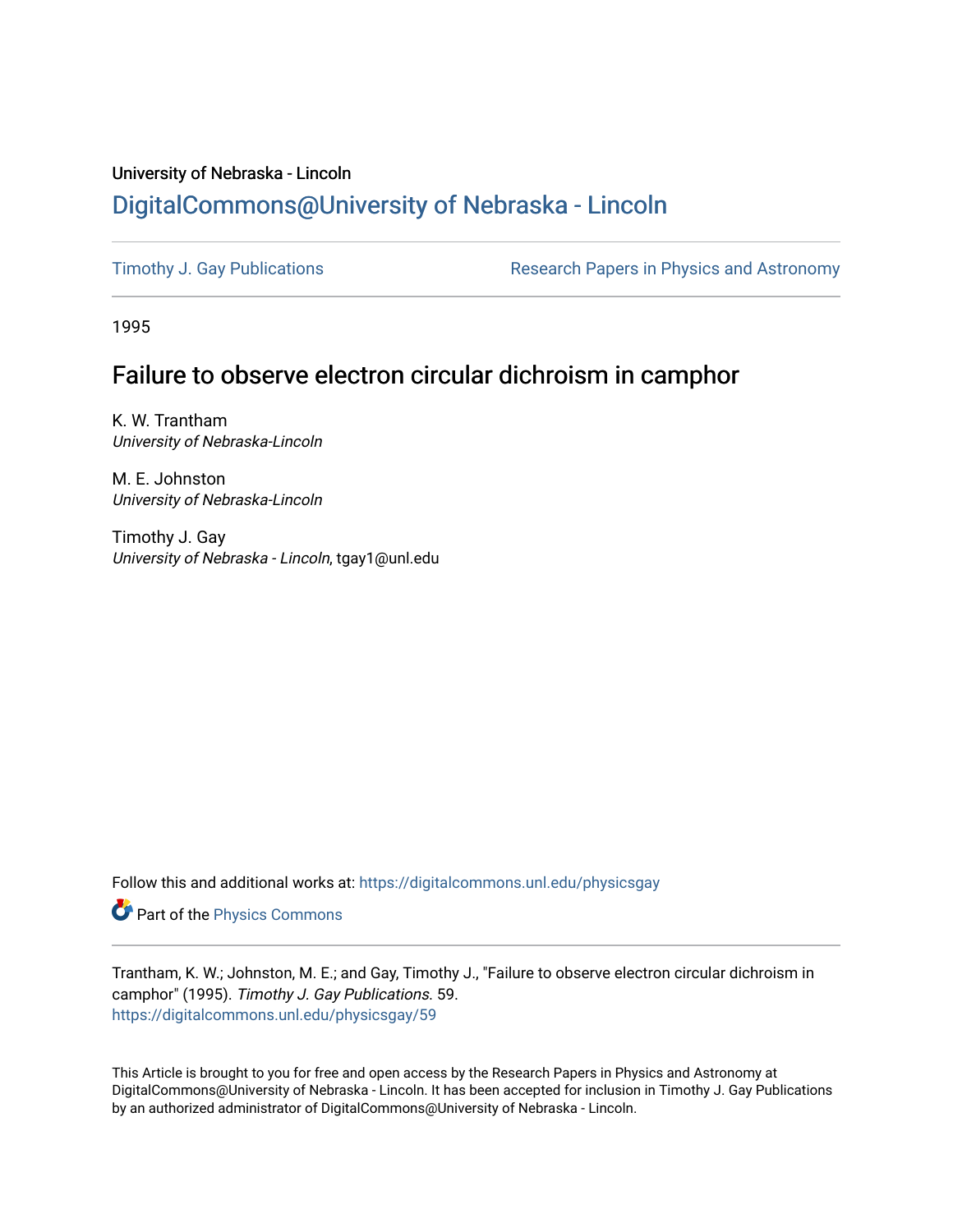University of Nebraska - Lincoln

## DigitalCommons@University of Nebraska - Lincoln

Timothy J. Gay Publications | Research Papers in Physics and Astronomy

1995

# Failure to observe electron circular dichroism in camphor

K. W. Trantham
*University of Nebraska-Lincoln*

M. E. Johnston
*University of Nebraska-Lincoln*

Timothy J. Gay
*University of Nebraska - Lincoln*, tgay1@unl.edu

Follow this and additional works at: https://digitalcommons.unl.edu/physicsgay

Part of the Physics Commons

Trantham, K. W.; Johnston, M. E.; and Gay, Timothy J., "Failure to observe electron circular dichroism in camphor" (1995). *Timothy J. Gay Publications*. 59.
https://digitalcommons.unl.edu/physicsgay/59

This Article is brought to you for free and open access by the Research Papers in Physics and Astronomy at DigitalCommons@University of Nebraska - Lincoln. It has been accepted for inclusion in Timothy J. Gay Publications by an authorized administrator of DigitalCommons@University of Nebraska - Lincoln.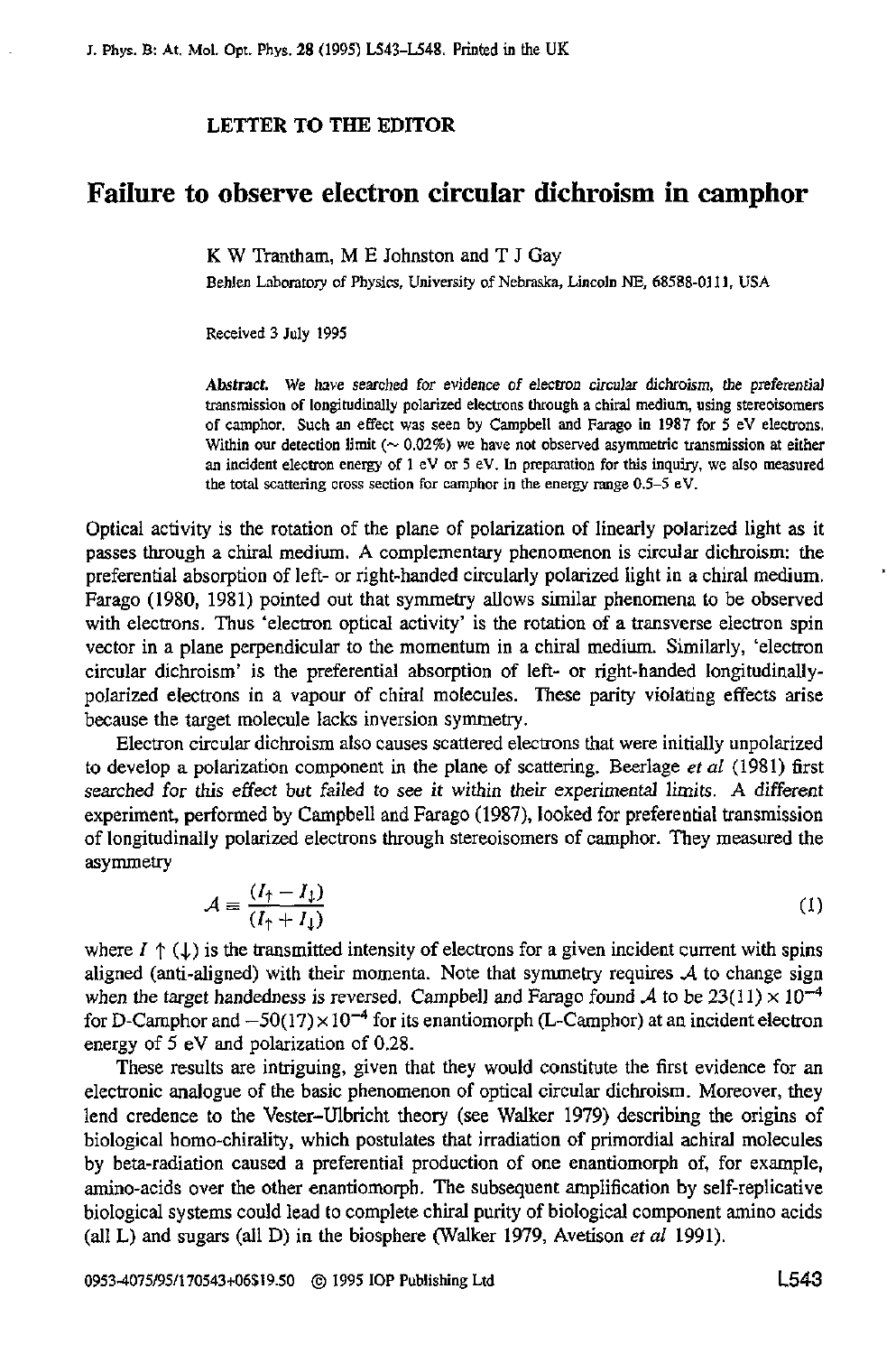**LETTER TO THE EDITOR**

# Failure to observe electron circular dichroism in camphor

K W Trantham, M E Johnston and T J Gay

Behlen Laboratory of Physics, University of Nebraska, Lincoln NE, 68588-0111, USA

Received 3 July 1995

**Abstract.** We have searched for evidence of electron circular dichroism, the preferential transmission of longitudinally polarized electrons through a chiral medium, using stereoisomers of camphor. Such an effect was seen by Campbell and Farago in 1987 for 5 eV electrons. Within our detection limit (~ 0.02%) we have not observed asymmetric transmission at either an incident electron energy of 1 eV or 5 eV. In preparation for this inquiry, we also measured the total scattering cross section for camphor in the energy range 0.5–5 eV.

Optical activity is the rotation of the plane of polarization of linearly polarized light as it passes through a chiral medium. A complementary phenomenon is circular dichroism: the preferential absorption of left- or right-handed circularly polarized light in a chiral medium. Farago (1980, 1981) pointed out that symmetry allows similar phenomena to be observed with electrons. Thus 'electron optical activity' is the rotation of a transverse electron spin vector in a plane perpendicular to the momentum in a chiral medium. Similarly, 'electron circular dichroism' is the preferential absorption of left- or right-handed longitudinally-polarized electrons in a vapour of chiral molecules. These parity violating effects arise because the target molecule lacks inversion symmetry.

Electron circular dichroism also causes scattered electrons that were initially unpolarized to develop a polarization component in the plane of scattering. Beerlage *et al* (1981) first searched for this effect but failed to see it within their experimental limits. A different experiment, performed by Campbell and Farago (1987), looked for preferential transmission of longitudinally polarized electrons through stereoisomers of camphor. They measured the asymmetry

$$\mathcal{A} \equiv \frac{(I_{\uparrow} - I_{\downarrow})}{(I_{\uparrow} + I_{\downarrow})} \tag{1}$$

where $I \uparrow (\downarrow)$ is the transmitted intensity of electrons for a given incident current with spins aligned (anti-aligned) with their momenta. Note that symmetry requires $\mathcal{A}$ to change sign when the target handedness is reversed. Campbell and Farago found $\mathcal{A}$ to be $23(11) \times 10^{-4}$ for D-Camphor and $-50(17) \times 10^{-4}$ for its enantiomorph (L-Camphor) at an incident electron energy of 5 eV and polarization of 0.28.

These results are intriguing, given that they would constitute the first evidence for an electronic analogue of the basic phenomenon of optical circular dichroism. Moreover, they lend credence to the Vester–Ulbricht theory (see Walker 1979) describing the origins of biological homo-chirality, which postulates that irradiation of primordial achiral molecules by beta-radiation caused a preferential production of one enantiomorph of, for example, amino-acids over the other enantiomorph. The subsequent amplification by self-replicative biological systems could lead to complete chiral purity of biological component amino acids (all L) and sugars (all D) in the biosphere (Walker 1979, Avetison *et al* 1991).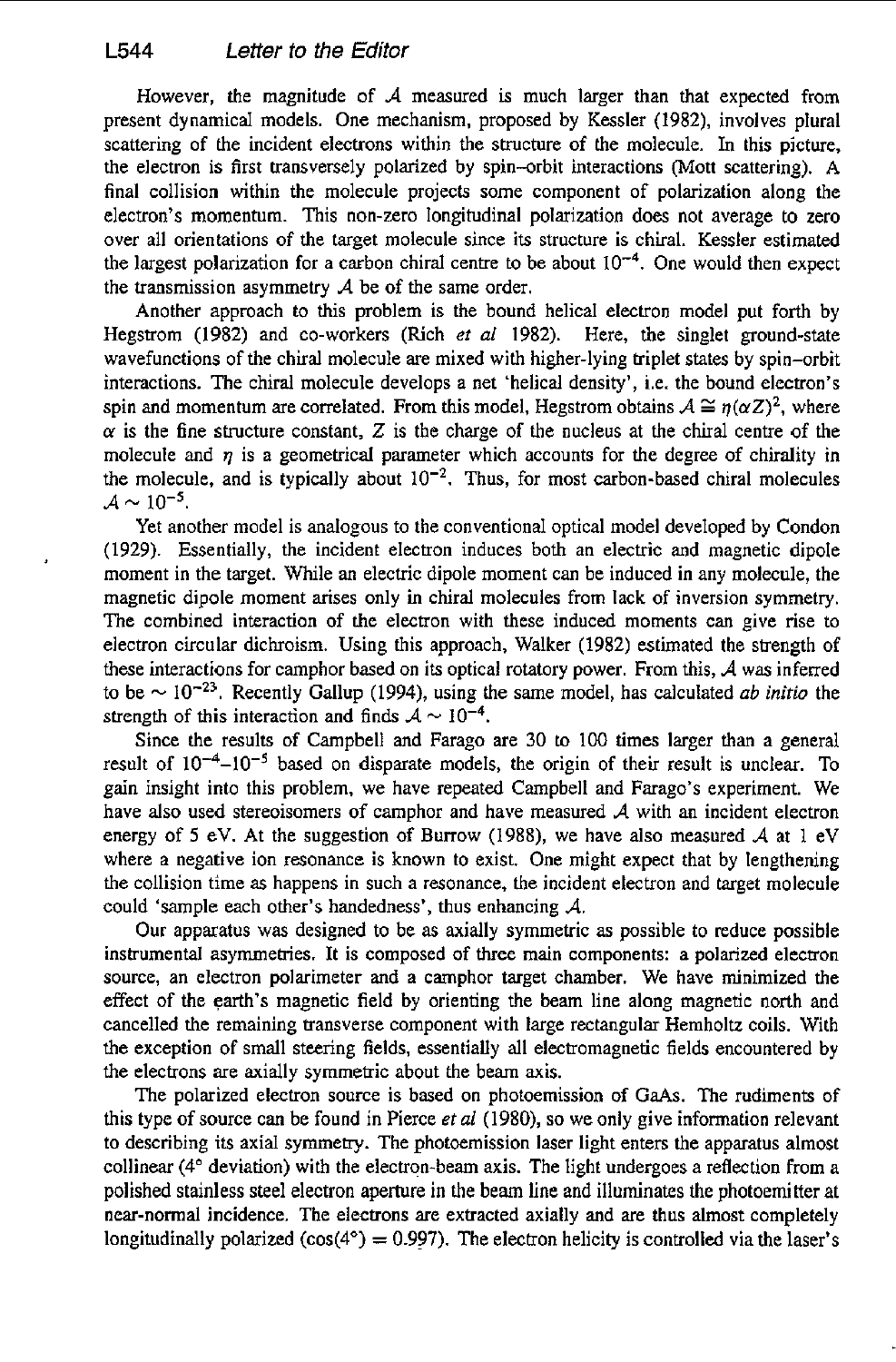However, the magnitude of $\mathcal{A}$ measured is much larger than that expected from present dynamical models. One mechanism, proposed by Kessler (1982), involves plural scattering of the incident electrons within the structure of the molecule. In this picture, the electron is first transversely polarized by spin–orbit interactions (Mott scattering). A final collision within the molecule projects some component of polarization along the electron's momentum. This non-zero longitudinal polarization does not average to zero over all orientations of the target molecule since its structure is chiral. Kessler estimated the largest polarization for a carbon chiral centre to be about $10^{-4}$. One would then expect the transmission asymmetry $\mathcal{A}$ be of the same order.

Another approach to this problem is the bound helical electron model put forth by Hegstrom (1982) and co-workers (Rich *et al* 1982). Here, the singlet ground-state wavefunctions of the chiral molecule are mixed with higher-lying triplet states by spin–orbit interactions. The chiral molecule develops a net 'helical density', i.e. the bound electron's spin and momentum are correlated. From this model, Hegstrom obtains $\mathcal{A} \cong \eta(\alpha Z)^2$, where $\alpha$ is the fine structure constant, $Z$ is the charge of the nucleus at the chiral centre of the molecule and $\eta$ is a geometrical parameter which accounts for the degree of chirality in the molecule, and is typically about $10^{-2}$. Thus, for most carbon-based chiral molecules $\mathcal{A} \sim 10^{-5}$.

Yet another model is analogous to the conventional optical model developed by Condon (1929). Essentially, the incident electron induces both an electric and magnetic dipole moment in the target. While an electric dipole moment can be induced in any molecule, the magnetic dipole moment arises only in chiral molecules from lack of inversion symmetry. The combined interaction of the electron with these induced moments can give rise to electron circular dichroism. Using this approach, Walker (1982) estimated the strength of these interactions for camphor based on its optical rotatory power. From this, $\mathcal{A}$ was inferred to be $\sim 10^{-23}$. Recently Gallup (1994), using the same model, has calculated *ab initio* the strength of this interaction and finds $\mathcal{A} \sim 10^{-4}$.

Since the results of Campbell and Farago are 30 to 100 times larger than a general result of $10^{-4}$–$10^{-5}$ based on disparate models, the origin of their result is unclear. To gain insight into this problem, we have repeated Campbell and Farago's experiment. We have also used stereoisomers of camphor and have measured $\mathcal{A}$ with an incident electron energy of 5 eV. At the suggestion of Burrow (1988), we have also measured $\mathcal{A}$ at 1 eV where a negative ion resonance is known to exist. One might expect that by lengthening the collision time as happens in such a resonance, the incident electron and target molecule could 'sample each other's handedness', thus enhancing $\mathcal{A}$.

Our apparatus was designed to be as axially symmetric as possible to reduce possible instrumental asymmetries. It is composed of three main components: a polarized electron source, an electron polarimeter and a camphor target chamber. We have minimized the effect of the earth's magnetic field by orienting the beam line along magnetic north and cancelled the remaining transverse component with large rectangular Hemholtz coils. With the exception of small steering fields, essentially all electromagnetic fields encountered by the electrons are axially symmetric about the beam axis.

The polarized electron source is based on photoemission of GaAs. The rudiments of this type of source can be found in Pierce *et al* (1980), so we only give information relevant to describing its axial symmetry. The photoemission laser light enters the apparatus almost collinear (4° deviation) with the electron-beam axis. The light undergoes a reflection from a polished stainless steel electron aperture in the beam line and illuminates the photoemitter at near-normal incidence. The electrons are extracted axially and are thus almost completely longitudinally polarized ($\cos(4°) = 0.997$). The electron helicity is controlled via the laser's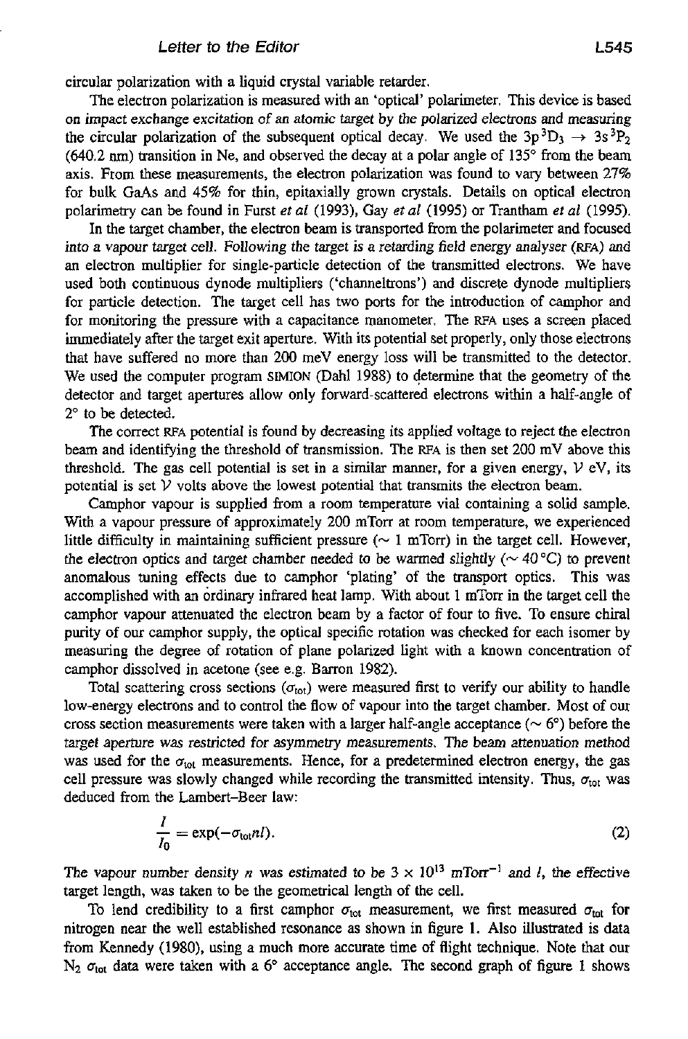circular polarization with a liquid crystal variable retarder.

The electron polarization is measured with an 'optical' polarimeter. This device is based on impact exchange excitation of an atomic target by the polarized electrons and measuring the circular polarization of the subsequent optical decay. We used the $3p\,^3D_3 \rightarrow 3s\,^3P_2$ (640.2 nm) transition in Ne, and observed the decay at a polar angle of 135° from the beam axis. From these measurements, the electron polarization was found to vary between 27% for bulk GaAs and 45% for thin, epitaxially grown crystals. Details on optical electron polarimetry can be found in Furst *et al* (1993), Gay *et al* (1995) or Trantham *et al* (1995).

In the target chamber, the electron beam is transported from the polarimeter and focused into a vapour target cell. Following the target is a retarding field energy analyser (RFA) and an electron multiplier for single-particle detection of the transmitted electrons. We have used both continuous dynode multipliers ('channeltrons') and discrete dynode multipliers for particle detection. The target cell has two ports for the introduction of camphor and for monitoring the pressure with a capacitance manometer. The RFA uses a screen placed immediately after the target exit aperture. With its potential set properly, only those electrons that have suffered no more than 200 meV energy loss will be transmitted to the detector. We used the computer program SIMION (Dahl 1988) to determine that the geometry of the detector and target apertures allow only forward-scattered electrons within a half-angle of 2° to be detected.

The correct RFA potential is found by decreasing its applied voltage to reject the electron beam and identifying the threshold of transmission. The RFA is then set 200 mV above this threshold. The gas cell potential is set in a similar manner, for a given energy, $\mathcal{V}$ eV, its potential is set $\mathcal{V}$ volts above the lowest potential that transmits the electron beam.

Camphor vapour is supplied from a room temperature vial containing a solid sample. With a vapour pressure of approximately 200 mTorr at room temperature, we experienced little difficulty in maintaining sufficient pressure ($\sim$ 1 mTorr) in the target cell. However, the electron optics and target chamber needed to be warmed slightly ($\sim$ 40 °C) to prevent anomalous tuning effects due to camphor 'plating' of the transport optics. This was accomplished with an ordinary infrared heat lamp. With about 1 mTorr in the target cell the camphor vapour attenuated the electron beam by a factor of four to five. To ensure chiral purity of our camphor supply, the optical specific rotation was checked for each isomer by measuring the degree of rotation of plane polarized light with a known concentration of camphor dissolved in acetone (see e.g. Barron 1982).

Total scattering cross sections ($\sigma_{tot}$) were measured first to verify our ability to handle low-energy electrons and to control the flow of vapour into the target chamber. Most of our cross section measurements were taken with a larger half-angle acceptance ($\sim$ 6°) before the target aperture was restricted for asymmetry measurements. The beam attenuation method was used for the $\sigma_{tot}$ measurements. Hence, for a predetermined electron energy, the gas cell pressure was slowly changed while recording the transmitted intensity. Thus, $\sigma_{tot}$ was deduced from the Lambert–Beer law:

$$\frac{I}{I_0} = \exp(-\sigma_{tot} n l). \tag{2}$$

The vapour number density $n$ was estimated to be $3 \times 10^{13}$ mTorr$^{-1}$ and $l$, the effective target length, was taken to be the geometrical length of the cell.

To lend credibility to a first camphor $\sigma_{tot}$ measurement, we first measured $\sigma_{tot}$ for nitrogen near the well established resonance as shown in figure 1. Also illustrated is data from Kennedy (1980), using a much more accurate time of flight technique. Note that our $N_2$ $\sigma_{tot}$ data were taken with a 6° acceptance angle. The second graph of figure 1 shows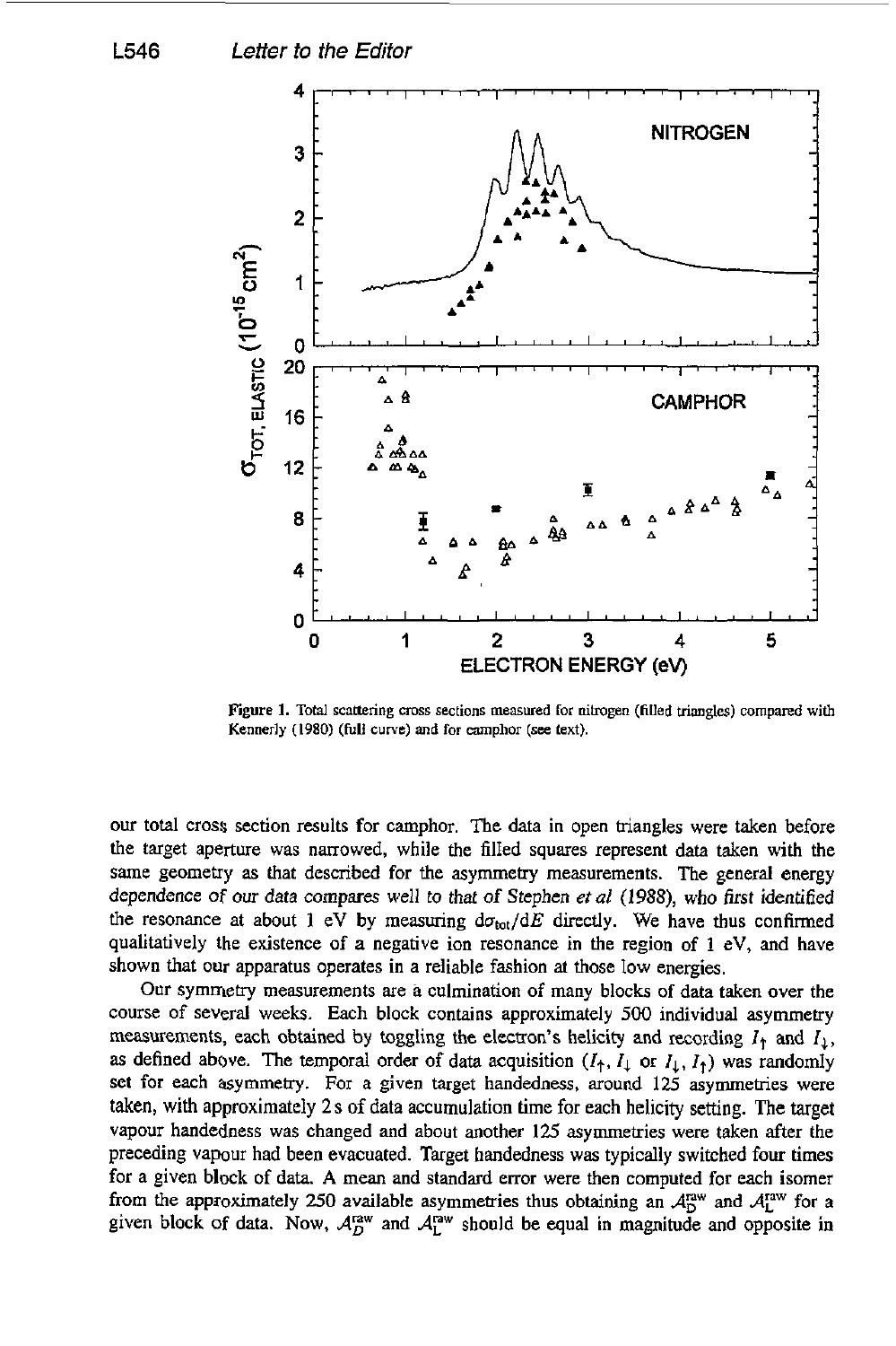Figure 1. Total scattering cross sections measured for nitrogen (filled triangles) compared with Kennerly (1980) (full curve) and for camphor (see text).

our total cross section results for camphor. The data in open triangles were taken before the target aperture was narrowed, while the filled squares represent data taken with the same geometry as that described for the asymmetry measurements. The general energy dependence of our data compares well to that of Stephen *et al* (1988), who first identified the resonance at about 1 eV by measuring $d\sigma_{tot}/dE$ directly. We have thus confirmed qualitatively the existence of a negative ion resonance in the region of 1 eV, and have shown that our apparatus operates in a reliable fashion at those low energies.

Our symmetry measurements are a culmination of many blocks of data taken over the course of several weeks. Each block contains approximately 500 individual asymmetry measurements, each obtained by toggling the electron's helicity and recording $I_{\uparrow}$ and $I_{\downarrow}$, as defined above. The temporal order of data acquisition ($I_{\uparrow}, I_{\downarrow}$ or $I_{\downarrow}, I_{\uparrow}$) was randomly set for each asymmetry. For a given target handedness, around 125 asymmetries were taken, with approximately 2 s of data accumulation time for each helicity setting. The target vapour handedness was changed and about another 125 asymmetries were taken after the preceding vapour had been evacuated. Target handedness was typically switched four times for a given block of data. A mean and standard error were then computed for each isomer from the approximately 250 available asymmetries thus obtaining an $\mathcal{A}_{D}^{raw}$ and $\mathcal{A}_{L}^{raw}$ for a given block of data. Now, $\mathcal{A}_{D}^{raw}$ and $\mathcal{A}_{L}^{raw}$ should be equal in magnitude and opposite in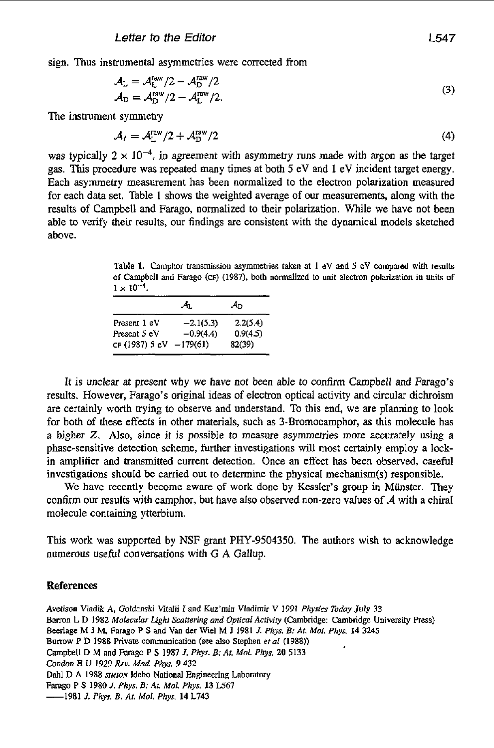sign. Thus instrumental asymmetries were corrected from

$$
\begin{aligned}
\mathcal{A}_{\mathrm{L}} &= \mathcal{A}_{\mathrm{L}}^{\mathrm{raw}}/2 - \mathcal{A}_{\mathrm{D}}^{\mathrm{raw}}/2 \\
\mathcal{A}_{\mathrm{D}} &= \mathcal{A}_{\mathrm{D}}^{\mathrm{raw}}/2 - \mathcal{A}_{\mathrm{L}}^{\mathrm{raw}}/2.
\end{aligned}
\tag{3}
$$

The instrument symmetry

$$
\mathcal{A}_{I} = \mathcal{A}_{\mathrm{L}}^{\mathrm{raw}}/2 + \mathcal{A}_{\mathrm{D}}^{\mathrm{raw}}/2
\tag{4}
$$

was typically $2 \times 10^{-4}$, in agreement with asymmetry runs made with argon as the target gas. This procedure was repeated many times at both 5 eV and 1 eV incident target energy. Each asymmetry measurement has been normalized to the electron polarization measured for each data set. Table 1 shows the weighted average of our measurements, along with the results of Campbell and Farago, normalized to their polarization. While we have not been able to verify their results, our findings are consistent with the dynamical models sketched above.

**Table 1.** Camphor transmission asymmetries taken at 1 eV and 5 eV compared with results of Campbell and Farago (CF) (1987), both normalized to unit electron polarization in units of $1 \times 10^{-4}$.

| | $\mathcal{A}_{\mathrm{L}}$ | $\mathcal{A}_{\mathrm{D}}$ |
|---|---|---|
| Present 1 eV | −2.1(5.3) | 2.2(5.4) |
| Present 5 eV | −0.9(4.4) | 0.9(4.5) |
| CF (1987) 5 eV | −179(61) | 82(39) |

*It is unclear at present why we have not been able to confirm Campbell and Farago's results.* However, Farago's original ideas of electron optical activity and circular dichroism are certainly worth trying to observe and understand. To this end, we are planning to look for both of these effects in other materials, such as 3-Bromocamphor, as this molecule has a higher $Z$. Also, since it is possible to measure asymmetries more accurately using a phase-sensitive detection scheme, further investigations will most certainly employ a lock-in amplifier and transmitted current detection. Once an effect has been observed, careful investigations should be carried out to determine the physical mechanism(s) responsible.

We have recently become aware of work done by Kessler's group in Münster. They confirm our results with camphor, but have also observed non-zero values of $\mathcal{A}$ with a chiral molecule containing ytterbium.

This work was supported by NSF grant PHY-9504350. The authors wish to acknowledge numerous useful conversations with G A Gallup.

## References

Avetison Vladik A, Goldanski Vitalii I and Kuz'min Vladimir V 1991 *Physics Today* July 33

Barron L D 1982 *Molecular Light Scattering and Optical Activity* (Cambridge: Cambridge University Press)

Beerlage M J M, Farago P S and Van der Wiel M J 1981 *J. Phys. B: At. Mol. Phys.* **14** 3245

Burrow P D 1988 Private communication (see also Stephen *et al* (1988))

Campbell D M and Farago P S 1987 *J. Phys. B: At. Mol. Phys.* **20** 5133

Condon E U 1929 *Rev. Mod. Phys.* **9** 432

Dahl D A 1988 *SIMION* Idaho National Engineering Laboratory

Farago P S 1980 *J. Phys. B: At. Mol. Phys.* **13** L567

——1981 *J. Phys. B: At. Mol. Phys.* **14** L743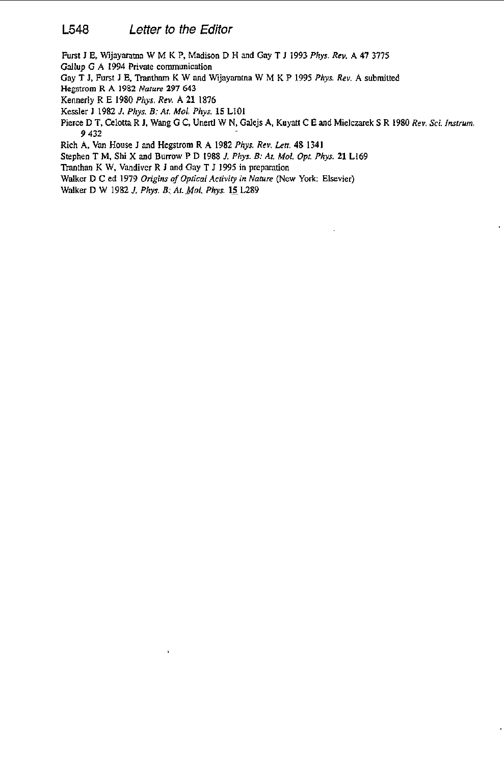Furst J E, Wijayaratna W M K P, Madison D H and Gay T J 1993 *Phys. Rev.* A **47** 3775

Gallup G A 1994 Private communication

Gay T J, Furst J E, Trantham K W and Wijayaratna W M K P 1995 *Phys. Rev.* A submitted

Hegstrom R A 1982 *Nature* **297** 643

Kennerly R E 1980 *Phys. Rev.* A **21** 1876

Kessler J 1982 *J. Phys. B: At. Mol. Phys.* **15** L101

Pierce D T, Celotta R J, Wang G C, Unertl W N, Galejs A, Kuyatt C E and Mielczarek S R 1980 *Rev. Sci. Instrum.* **9** 432

Rich A, Van House J and Hegstrom R A 1982 *Phys. Rev. Lett.* **48** 1341

Stephen T M, Shi X and Burrow P D 1988 *J. Phys. B: At. Mol. Opt. Phys.* **21** L169

Tranthan K W, Vandiver R J and Gay T J 1995 in preparation

Walker D C ed 1979 *Origins of Optical Activity in Nature* (New York: Elsevier)

Walker D W 1982 *J. Phys. B: At. Mol. Phys.* **15** L289